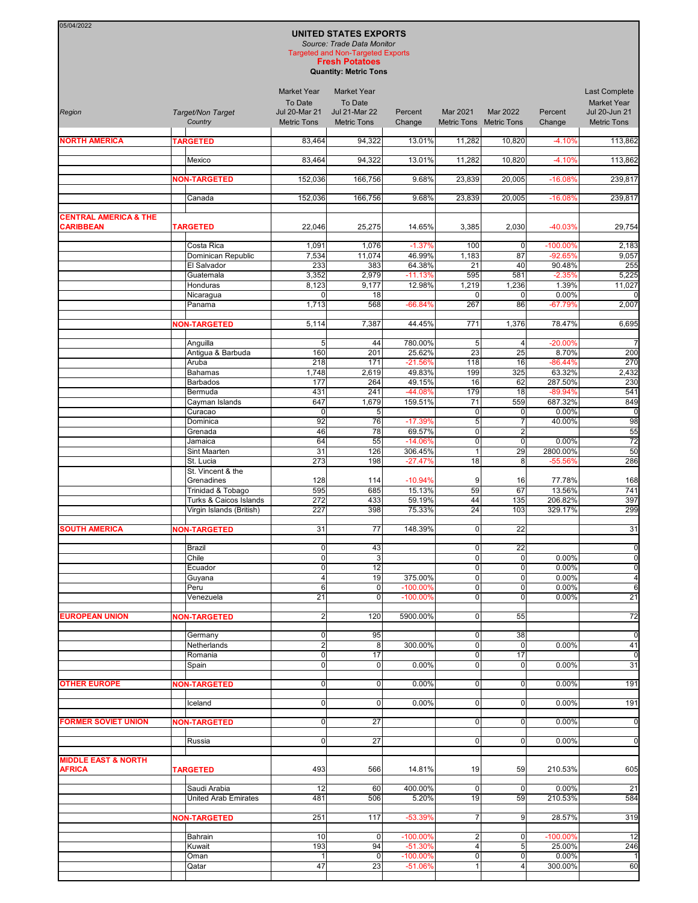05/04/2022

# UNITED STATES EXPORTS

*Source: Trade Data Monitor*

Targeted and Non-Targeted Exports

**Fresh Potatoes**

**Quantity: Metric Tons**

| Region | Target/Non Target Country | Market Year To Date Jul 20-Mar 21 Metric Tons | Market Year To Date Jul 21-Mar 22 Metric Tons | Percent Change | Mar 2021 Metric Tons | Mar 2022 Metric Tons | Percent Change | Last Complete Market Year Jul 20-Jun 21 Metric Tons |
|---|---|---|---|---|---|---|---|---|
| **NORTH AMERICA** | **TARGETED** | 83,464 | 94,322 | 13.01% | 11,282 | 10,820 | -4.10% | 113,862 |
| | Mexico | 83,464 | 94,322 | 13.01% | 11,282 | 10,820 | -4.10% | 113,862 |
| | **NON-TARGETED** | 152,036 | 166,756 | 9.68% | 23,839 | 20,005 | -16.08% | 239,817 |
| | Canada | 152,036 | 166,756 | 9.68% | 23,839 | 20,005 | -16.08% | 239,817 |
| **CENTRAL AMERICA & THE CARIBBEAN** | **TARGETED** | 22,046 | 25,275 | 14.65% | 3,385 | 2,030 | -40.03% | 29,754 |
| | Costa Rica | 1,091 | 1,076 | -1.37% | 100 | 0 | -100.00% | 2,183 |
| | Dominican Republic | 7,534 | 11,074 | 46.99% | 1,183 | 87 | -92.65% | 9,057 |
| | El Salvador | 233 | 383 | 64.38% | 21 | 40 | 90.48% | 255 |
| | Guatemala | 3,352 | 2,979 | -11.13% | 595 | 581 | -2.35% | 5,225 |
| | Honduras | 8,123 | 9,177 | 12.98% | 1,219 | 1,236 | 1.39% | 11,027 |
| | Nicaragua | 0 | 18 | | 0 | 0 | 0.00% | 0 |
| | Panama | 1,713 | 568 | -66.84% | 267 | 86 | -67.79% | 2,007 |
| | **NON-TARGETED** | 5,114 | 7,387 | 44.45% | 771 | 1,376 | 78.47% | 6,695 |
| | Anguilla | 5 | 44 | 780.00% | 5 | 4 | -20.00% | 7 |
| | Antigua & Barbuda | 160 | 201 | 25.62% | 23 | 25 | 8.70% | 200 |
| | Aruba | 218 | 171 | -21.56% | 118 | 16 | -86.44% | 270 |
| | Bahamas | 1,748 | 2,619 | 49.83% | 199 | 325 | 63.32% | 2,432 |
| | Barbados | 177 | 264 | 49.15% | 16 | 62 | 287.50% | 230 |
| | Bermuda | 431 | 241 | -44.08% | 179 | 18 | -89.94% | 541 |
| | Cayman Islands | 647 | 1,679 | 159.51% | 71 | 559 | 687.32% | 849 |
| | Curacao | 0 | 5 | | 0 | 0 | 0.00% | 0 |
| | Dominica | 92 | 76 | -17.39% | 5 | 7 | 40.00% | 98 |
| | Grenada | 46 | 78 | 69.57% | 0 | 2 | | 55 |
| | Jamaica | 64 | 55 | -14.06% | 0 | 0 | 0.00% | 72 |
| | Sint Maarten | 31 | 126 | 306.45% | 1 | 29 | 2800.00% | 50 |
| | St. Lucia | 273 | 198 | -27.47% | 18 | 8 | -55.56% | 286 |
| | St. Vincent & the Grenadines | 128 | 114 | -10.94% | 9 | 16 | 77.78% | 168 |
| | Trinidad & Tobago | 595 | 685 | 15.13% | 59 | 67 | 13.56% | 741 |
| | Turks & Caicos Islands | 272 | 433 | 59.19% | 44 | 135 | 206.82% | 397 |
| | Virgin Islands (British) | 227 | 398 | 75.33% | 24 | 103 | 329.17% | 299 |
| **SOUTH AMERICA** | **NON-TARGETED** | 31 | 77 | 148.39% | 0 | 22 | | 31 |
| | Brazil | 0 | 43 | | 0 | 22 | | 0 |
| | Chile | 0 | 3 | | 0 | 0 | 0.00% | 0 |
| | Ecuador | 0 | 12 | | 0 | 0 | 0.00% | 0 |
| | Guyana | 4 | 19 | 375.00% | 0 | 0 | 0.00% | 4 |
| | Peru | 6 | 0 | -100.00% | 0 | 0 | 0.00% | 6 |
| | Venezuela | 21 | 0 | -100.00% | 0 | 0 | 0.00% | 21 |
| **EUROPEAN UNION** | **NON-TARGETED** | 2 | 120 | 5900.00% | 0 | 55 | | 72 |
| | Germany | 0 | 95 | | 0 | 38 | | 0 |
| | Netherlands | 2 | 8 | 300.00% | 0 | 0 | 0.00% | 41 |
| | Romania | 0 | 17 | | 0 | 17 | | 0 |
| | Spain | 0 | 0 | 0.00% | 0 | 0 | 0.00% | 31 |
| **OTHER EUROPE** | **NON-TARGETED** | 0 | 0 | 0.00% | 0 | 0 | 0.00% | 191 |
| | Iceland | 0 | 0 | 0.00% | 0 | 0 | 0.00% | 191 |
| **FORMER SOVIET UNION** | **NON-TARGETED** | 0 | 27 | | 0 | 0 | 0.00% | 0 |
| | Russia | 0 | 27 | | 0 | 0 | 0.00% | 0 |
| **MIDDLE EAST & NORTH AFRICA** | **TARGETED** | 493 | 566 | 14.81% | 19 | 59 | 210.53% | 605 |
| | Saudi Arabia | 12 | 60 | 400.00% | 0 | 0 | 0.00% | 21 |
| | United Arab Emirates | 481 | 506 | 5.20% | 19 | 59 | 210.53% | 584 |
| | **NON-TARGETED** | 251 | 117 | -53.39% | 7 | 9 | 28.57% | 319 |
| | Bahrain | 10 | 0 | -100.00% | 2 | 0 | -100.00% | 12 |
| | Kuwait | 193 | 94 | -51.30% | 4 | 5 | 25.00% | 246 |
| | Oman | 1 | 0 | -100.00% | 0 | 0 | 0.00% | 1 |
| | Qatar | 47 | 23 | -51.06% | 1 | 4 | 300.00% | 60 |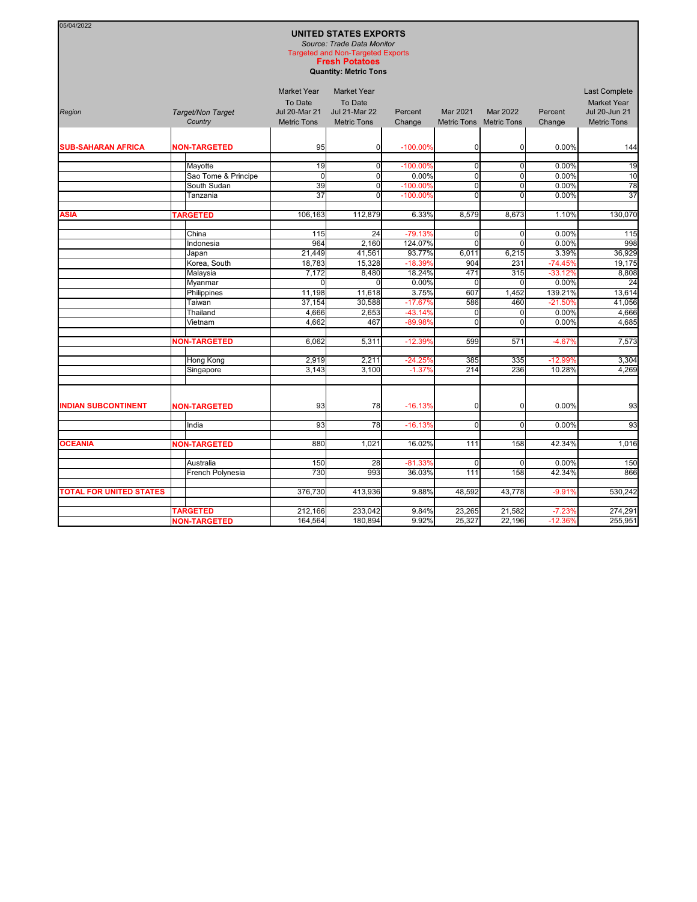05/04/2022

# UNITED STATES EXPORTS

*Source: Trade Data Monitor*

Targeted and Non-Targeted Exports

**Fresh Potatoes**

**Quantity: Metric Tons**

| *Region* | *Target/Non Target Country* | Market Year To Date Jul 20-Mar 21 Metric Tons | Market Year To Date Jul 21-Mar 22 Metric Tons | Percent Change | Mar 2021 Metric Tons | Mar 2022 Metric Tons | Percent Change | Last Complete Market Year Jul 20-Jun 21 Metric Tons |
|---|---|---|---|---|---|---|---|---|
| **SUB-SAHARAN AFRICA** | **NON-TARGETED** | 95 | 0 | -100.00% | 0 | 0 | 0.00% | 144 |
| | Mayotte | 19 | 0 | -100.00% | 0 | 0 | 0.00% | 19 |
| | Sao Tome & Principe | 0 | 0 | 0.00% | 0 | 0 | 0.00% | 10 |
| | South Sudan | 39 | 0 | -100.00% | 0 | 0 | 0.00% | 78 |
| | Tanzania | 37 | 0 | -100.00% | 0 | 0 | 0.00% | 37 |
| **ASIA** | **TARGETED** | 106,163 | 112,879 | 6.33% | 8,579 | 8,673 | 1.10% | 130,070 |
| | China | 115 | 24 | -79.13% | 0 | 0 | 0.00% | 115 |
| | Indonesia | 964 | 2,160 | 124.07% | 0 | 0 | 0.00% | 998 |
| | Japan | 21,449 | 41,561 | 93.77% | 6,011 | 6,215 | 3.39% | 36,929 |
| | Korea, South | 18,783 | 15,328 | -18.39% | 904 | 231 | -74.45% | 19,175 |
| | Malaysia | 7,172 | 8,480 | 18.24% | 471 | 315 | -33.12% | 8,808 |
| | Myanmar | 0 | 0 | 0.00% | 0 | 0 | 0.00% | 24 |
| | Philippines | 11,198 | 11,618 | 3.75% | 607 | 1,452 | 139.21% | 13,614 |
| | Taiwan | 37,154 | 30,588 | -17.67% | 586 | 460 | -21.50% | 41,056 |
| | Thailand | 4,666 | 2,653 | -43.14% | 0 | 0 | 0.00% | 4,666 |
| | Vietnam | 4,662 | 467 | -89.98% | 0 | 0 | 0.00% | 4,685 |
| | **NON-TARGETED** | 6,062 | 5,311 | -12.39% | 599 | 571 | -4.67% | 7,573 |
| | Hong Kong | 2,919 | 2,211 | -24.25% | 385 | 335 | -12.99% | 3,304 |
| | Singapore | 3,143 | 3,100 | -1.37% | 214 | 236 | 10.28% | 4,269 |
| **INDIAN SUBCONTINENT** | **NON-TARGETED** | 93 | 78 | -16.13% | 0 | 0 | 0.00% | 93 |
| | India | 93 | 78 | -16.13% | 0 | 0 | 0.00% | 93 |
| **OCEANIA** | **NON-TARGETED** | 880 | 1,021 | 16.02% | 111 | 158 | 42.34% | 1,016 |
| | Australia | 150 | 28 | -81.33% | 0 | 0 | 0.00% | 150 |
| | French Polynesia | 730 | 993 | 36.03% | 111 | 158 | 42.34% | 866 |
| **TOTAL FOR UNITED STATES** | | 376,730 | 413,936 | 9.88% | 48,592 | 43,778 | -9.91% | 530,242 |
| | **TARGETED** | 212,166 | 233,042 | 9.84% | 23,265 | 21,582 | -7.23% | 274,291 |
| | **NON-TARGETED** | 164,564 | 180,894 | 9.92% | 25,327 | 22,196 | -12.36% | 255,951 |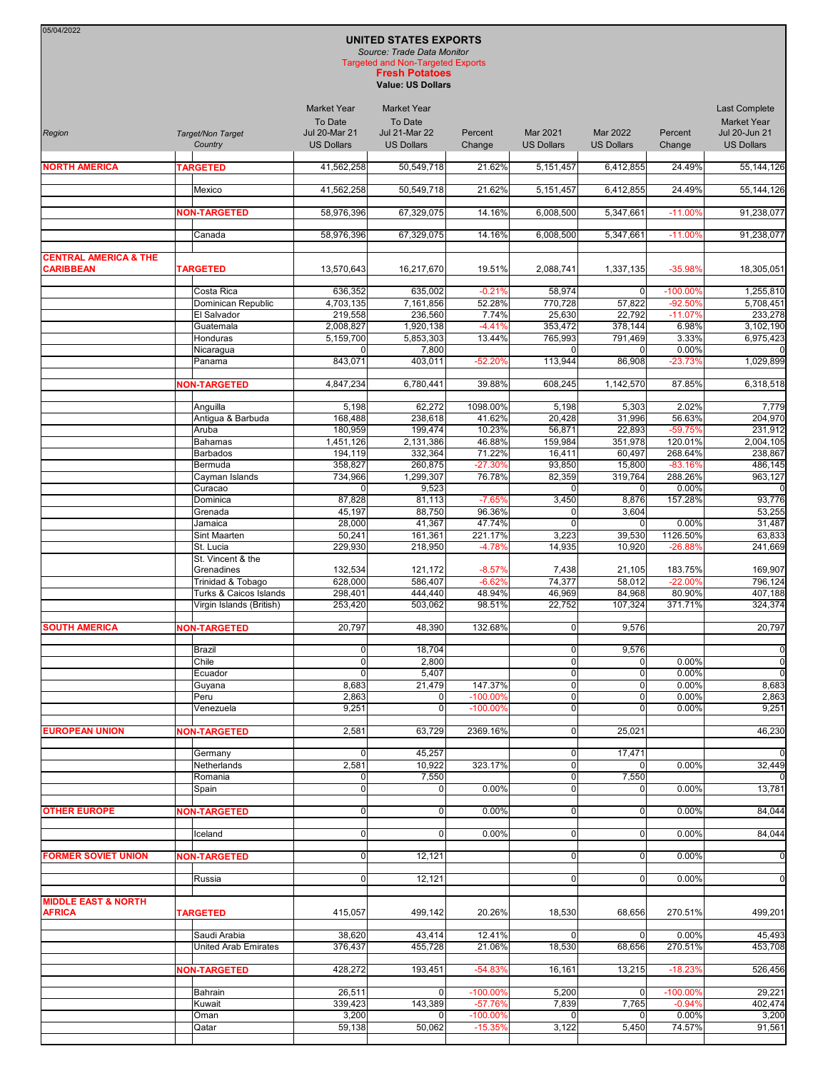05/04/2022

# UNITED STATES EXPORTS

*Source: Trade Data Monitor*

Targeted and Non-Targeted Exports

**Fresh Potatoes**

**Value: US Dollars**

| Region | Target/Non Target Country | Market Year To Date Jul 20-Mar 21 US Dollars | Market Year To Date Jul 21-Mar 22 US Dollars | Percent Change | Mar 2021 US Dollars | Mar 2022 US Dollars | Percent Change | Last Complete Market Year Jul 20-Jun 21 US Dollars |
|---|---|---|---|---|---|---|---|---|
| **NORTH AMERICA** | **TARGETED** | 41,562,258 | 50,549,718 | 21.62% | 5,151,457 | 6,412,855 | 24.49% | 55,144,126 |
| | Mexico | 41,562,258 | 50,549,718 | 21.62% | 5,151,457 | 6,412,855 | 24.49% | 55,144,126 |
| | **NON-TARGETED** | 58,976,396 | 67,329,075 | 14.16% | 6,008,500 | 5,347,661 | -11.00% | 91,238,077 |
| | Canada | 58,976,396 | 67,329,075 | 14.16% | 6,008,500 | 5,347,661 | -11.00% | 91,238,077 |
| **CENTRAL AMERICA & THE CARIBBEAN** | **TARGETED** | 13,570,643 | 16,217,670 | 19.51% | 2,088,741 | 1,337,135 | -35.98% | 18,305,051 |
| | Costa Rica | 636,352 | 635,002 | -0.21% | 58,974 | 0 | -100.00% | 1,255,810 |
| | Dominican Republic | 4,703,135 | 7,161,856 | 52.28% | 770,728 | 57,822 | -92.50% | 5,708,451 |
| | El Salvador | 219,558 | 236,560 | 7.74% | 25,630 | 22,792 | -11.07% | 233,278 |
| | Guatemala | 2,008,827 | 1,920,138 | -4.41% | 353,472 | 378,144 | 6.98% | 3,102,190 |
| | Honduras | 5,159,700 | 5,853,303 | 13.44% | 765,993 | 791,469 | 3.33% | 6,975,423 |
| | Nicaragua | 0 | 7,800 | | 0 | 0 | 0.00% | 0 |
| | Panama | 843,071 | 403,011 | -52.20% | 113,944 | 86,908 | -23.73% | 1,029,899 |
| | **NON-TARGETED** | 4,847,234 | 6,780,441 | 39.88% | 608,245 | 1,142,570 | 87.85% | 6,318,518 |
| | Anguilla | 5,198 | 62,272 | 1098.00% | 5,198 | 5,303 | 2.02% | 7,779 |
| | Antigua & Barbuda | 168,488 | 238,618 | 41.62% | 20,428 | 31,996 | 56.63% | 204,970 |
| | Aruba | 180,959 | 199,474 | 10.23% | 56,871 | 22,893 | -59.75% | 231,912 |
| | Bahamas | 1,451,126 | 2,131,386 | 46.88% | 159,984 | 351,978 | 120.01% | 2,004,105 |
| | Barbados | 194,119 | 332,364 | 71.22% | 16,411 | 60,497 | 268.64% | 238,867 |
| | Bermuda | 358,827 | 260,875 | -27.30% | 93,850 | 15,800 | -83.16% | 486,145 |
| | Cayman Islands | 734,966 | 1,299,307 | 76.78% | 82,359 | 319,764 | 288.26% | 963,127 |
| | Curacao | 0 | 9,523 | | 0 | 0 | 0.00% | 0 |
| | Dominica | 87,828 | 81,113 | -7.65% | 3,450 | 8,876 | 157.28% | 93,776 |
| | Grenada | 45,197 | 88,750 | 96.36% | 0 | 3,604 | | 53,255 |
| | Jamaica | 28,000 | 41,367 | 47.74% | 0 | 0 | 0.00% | 31,487 |
| | Sint Maarten | 50,241 | 161,361 | 221.17% | 3,223 | 39,530 | 1126.50% | 63,833 |
| | St. Lucia | 229,930 | 218,950 | -4.78% | 14,935 | 10,920 | -26.88% | 241,669 |
| | St. Vincent & the Grenadines | 132,534 | 121,172 | -8.57% | 7,438 | 21,105 | 183.75% | 169,907 |
| | Trinidad & Tobago | 628,000 | 586,407 | -6.62% | 74,377 | 58,012 | -22.00% | 796,124 |
| | Turks & Caicos Islands | 298,401 | 444,440 | 48.94% | 46,969 | 84,968 | 80.90% | 407,188 |
| | Virgin Islands (British) | 253,420 | 503,062 | 98.51% | 22,752 | 107,324 | 371.71% | 324,374 |
| **SOUTH AMERICA** | **NON-TARGETED** | 20,797 | 48,390 | 132.68% | 0 | 9,576 | | 20,797 |
| | Brazil | 0 | 18,704 | | 0 | 9,576 | | 0 |
| | Chile | 0 | 2,800 | | 0 | 0 | 0.00% | 0 |
| | Ecuador | 0 | 5,407 | | 0 | 0 | 0.00% | 0 |
| | Guyana | 8,683 | 21,479 | 147.37% | 0 | 0 | 0.00% | 8,683 |
| | Peru | 2,863 | 0 | -100.00% | 0 | 0 | 0.00% | 2,863 |
| | Venezuela | 9,251 | 0 | -100.00% | 0 | 0 | 0.00% | 9,251 |
| **EUROPEAN UNION** | **NON-TARGETED** | 2,581 | 63,729 | 2369.16% | 0 | 25,021 | | 46,230 |
| | Germany | 0 | 45,257 | | 0 | 17,471 | | 0 |
| | Netherlands | 2,581 | 10,922 | 323.17% | 0 | 0 | 0.00% | 32,449 |
| | Romania | 0 | 7,550 | | 0 | 7,550 | | 0 |
| | Spain | 0 | 0 | 0.00% | 0 | 0 | 0.00% | 13,781 |
| **OTHER EUROPE** | **NON-TARGETED** | 0 | 0 | 0.00% | 0 | 0 | 0.00% | 84,044 |
| | Iceland | 0 | 0 | 0.00% | 0 | 0 | 0.00% | 84,044 |
| **FORMER SOVIET UNION** | **NON-TARGETED** | 0 | 12,121 | | 0 | 0 | 0.00% | 0 |
| | Russia | 0 | 12,121 | | 0 | 0 | 0.00% | 0 |
| **MIDDLE EAST & NORTH AFRICA** | **TARGETED** | 415,057 | 499,142 | 20.26% | 18,530 | 68,656 | 270.51% | 499,201 |
| | Saudi Arabia | 38,620 | 43,414 | 12.41% | 0 | 0 | 0.00% | 45,493 |
| | United Arab Emirates | 376,437 | 455,728 | 21.06% | 18,530 | 68,656 | 270.51% | 453,708 |
| | **NON-TARGETED** | 428,272 | 193,451 | -54.83% | 16,161 | 13,215 | -18.23% | 526,456 |
| | Bahrain | 26,511 | 0 | -100.00% | 5,200 | 0 | -100.00% | 29,221 |
| | Kuwait | 339,423 | 143,389 | -57.76% | 7,839 | 7,765 | -0.94% | 402,474 |
| | Oman | 3,200 | 0 | -100.00% | 0 | 0 | 0.00% | 3,200 |
| | Qatar | 59,138 | 50,062 | -15.35% | 3,122 | 5,450 | 74.57% | 91,561 |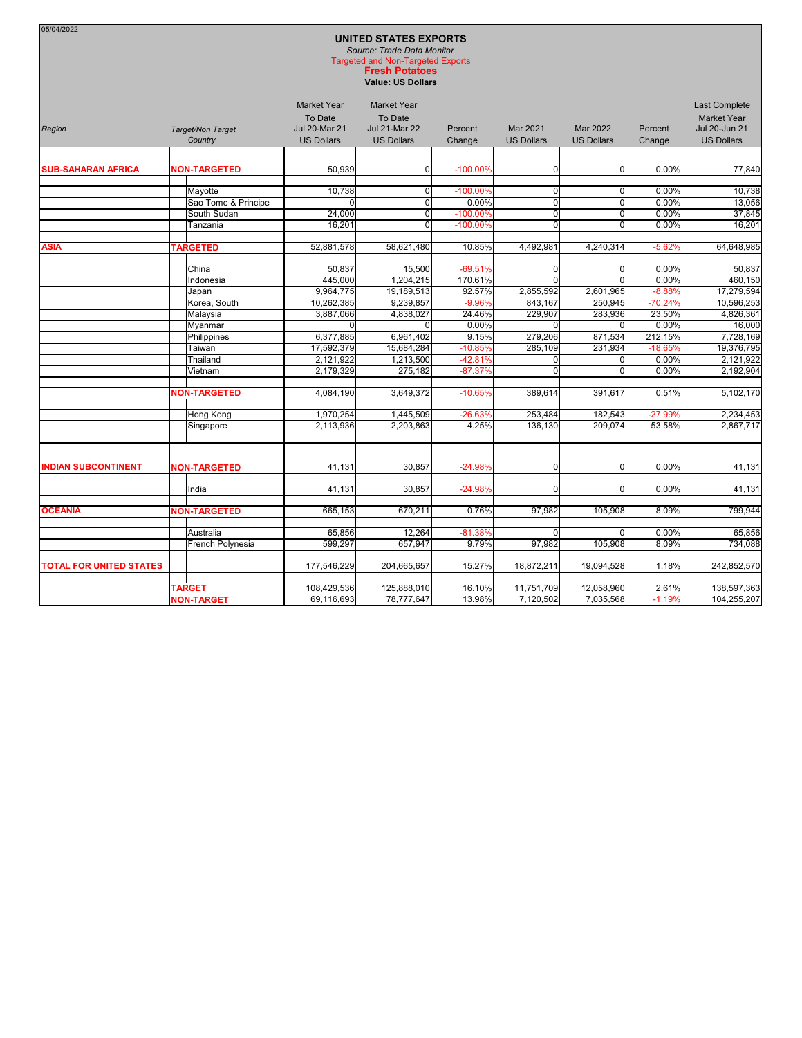05/04/2022

# UNITED STATES EXPORTS

*Source: Trade Data Monitor*

Targeted and Non-Targeted Exports

**Fresh Potatoes**

**Value: US Dollars**

| Region | Target/Non Target | Country | Market Year To Date Jul 20-Mar 21 US Dollars | Market Year To Date Jul 21-Mar 22 US Dollars | Percent Change | Mar 2021 US Dollars | Mar 2022 US Dollars | Percent Change | Last Complete Market Year Jul 20-Jun 21 US Dollars |
|---|---|---|---|---|---|---|---|---|---|
| **SUB-SAHARAN AFRICA** | **NON-TARGETED** | | 50,939 | 0 | -100.00% | 0 | 0 | 0.00% | 77,840 |
| | | Mayotte | 10,738 | 0 | -100.00% | 0 | 0 | 0.00% | 10,738 |
| | | Sao Tome & Principe | 0 | 0 | 0.00% | 0 | 0 | 0.00% | 13,056 |
| | | South Sudan | 24,000 | 0 | -100.00% | 0 | 0 | 0.00% | 37,845 |
| | | Tanzania | 16,201 | 0 | -100.00% | 0 | 0 | 0.00% | 16,201 |
| **ASIA** | **TARGETED** | | 52,881,578 | 58,621,480 | 10.85% | 4,492,981 | 4,240,314 | -5.62% | 64,648,985 |
| | | China | 50,837 | 15,500 | -69.51% | 0 | 0 | 0.00% | 50,837 |
| | | Indonesia | 445,000 | 1,204,215 | 170.61% | 0 | 0 | 0.00% | 460,150 |
| | | Japan | 9,964,775 | 19,189,513 | 92.57% | 2,855,592 | 2,601,965 | -8.88% | 17,279,594 |
| | | Korea, South | 10,262,385 | 9,239,857 | -9.96% | 843,167 | 250,945 | -70.24% | 10,596,253 |
| | | Malaysia | 3,887,066 | 4,838,027 | 24.46% | 229,907 | 283,936 | 23.50% | 4,826,361 |
| | | Myanmar | 0 | 0 | 0.00% | 0 | 0 | 0.00% | 16,000 |
| | | Philippines | 6,377,885 | 6,961,402 | 9.15% | 279,206 | 871,534 | 212.15% | 7,728,169 |
| | | Taiwan | 17,592,379 | 15,684,284 | -10.85% | 285,109 | 231,934 | -18.65% | 19,376,795 |
| | | Thailand | 2,121,922 | 1,213,500 | -42.81% | 0 | 0 | 0.00% | 2,121,922 |
| | | Vietnam | 2,179,329 | 275,182 | -87.37% | 0 | 0 | 0.00% | 2,192,904 |
| | **NON-TARGETED** | | 4,084,190 | 3,649,372 | -10.65% | 389,614 | 391,617 | 0.51% | 5,102,170 |
| | | Hong Kong | 1,970,254 | 1,445,509 | -26.63% | 253,484 | 182,543 | -27.99% | 2,234,453 |
| | | Singapore | 2,113,936 | 2,203,863 | 4.25% | 136,130 | 209,074 | 53.58% | 2,867,717 |
| **INDIAN SUBCONTINENT** | **NON-TARGETED** | | 41,131 | 30,857 | -24.98% | 0 | 0 | 0.00% | 41,131 |
| | | India | 41,131 | 30,857 | -24.98% | 0 | 0 | 0.00% | 41,131 |
| **OCEANIA** | **NON-TARGETED** | | 665,153 | 670,211 | 0.76% | 97,982 | 105,908 | 8.09% | 799,944 |
| | | Australia | 65,856 | 12,264 | -81.38% | 0 | 0 | 0.00% | 65,856 |
| | | French Polynesia | 599,297 | 657,947 | 9.79% | 97,982 | 105,908 | 8.09% | 734,088 |
| **TOTAL FOR UNITED STATES** | | | 177,546,229 | 204,665,657 | 15.27% | 18,872,211 | 19,094,528 | 1.18% | 242,852,570 |
| | **TARGET** | | 108,429,536 | 125,888,010 | 16.10% | 11,751,709 | 12,058,960 | 2.61% | 138,597,363 |
| | **NON-TARGET** | | 69,116,693 | 78,777,647 | 13.98% | 7,120,502 | 7,035,568 | -1.19% | 104,255,207 |